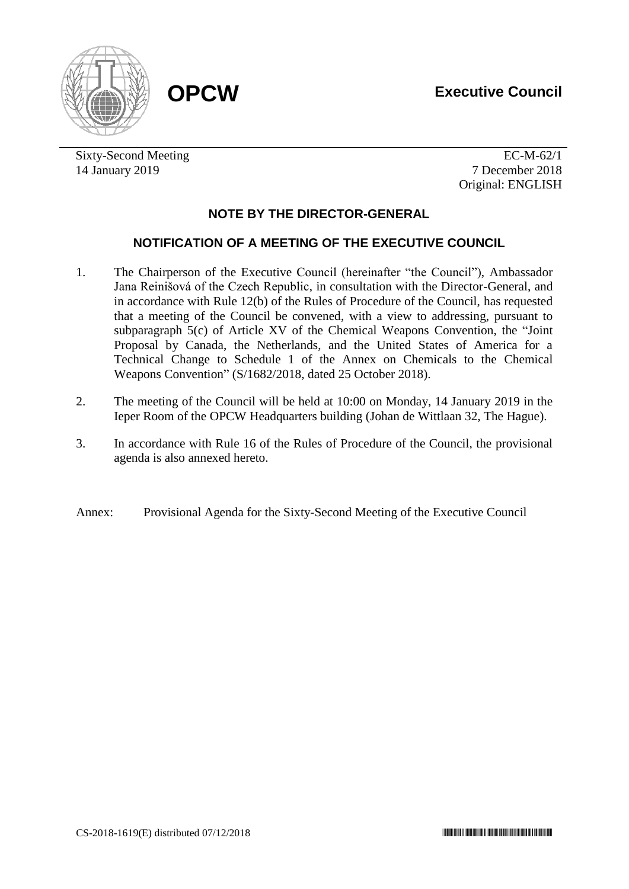**OPCW** **Executive Council**

Sixty-Second Meeting
14 January 2019

EC-M-62/1
7 December 2018
Original: ENGLISH

## NOTE BY THE DIRECTOR-GENERAL

## NOTIFICATION OF A MEETING OF THE EXECUTIVE COUNCIL

1. The Chairperson of the Executive Council (hereinafter "the Council"), Ambassador Jana Reinišová of the Czech Republic, in consultation with the Director-General, and in accordance with Rule 12(b) of the Rules of Procedure of the Council, has requested that a meeting of the Council be convened, with a view to addressing, pursuant to subparagraph 5(c) of Article XV of the Chemical Weapons Convention, the "Joint Proposal by Canada, the Netherlands, and the United States of America for a Technical Change to Schedule 1 of the Annex on Chemicals to the Chemical Weapons Convention" (S/1682/2018, dated 25 October 2018).

2. The meeting of the Council will be held at 10:00 on Monday, 14 January 2019 in the Ieper Room of the OPCW Headquarters building (Johan de Wittlaan 32, The Hague).

3. In accordance with Rule 16 of the Rules of Procedure of the Council, the provisional agenda is also annexed hereto.

Annex: Provisional Agenda for the Sixty-Second Meeting of the Executive Council

CS-2018-1619(E) distributed 07/12/2018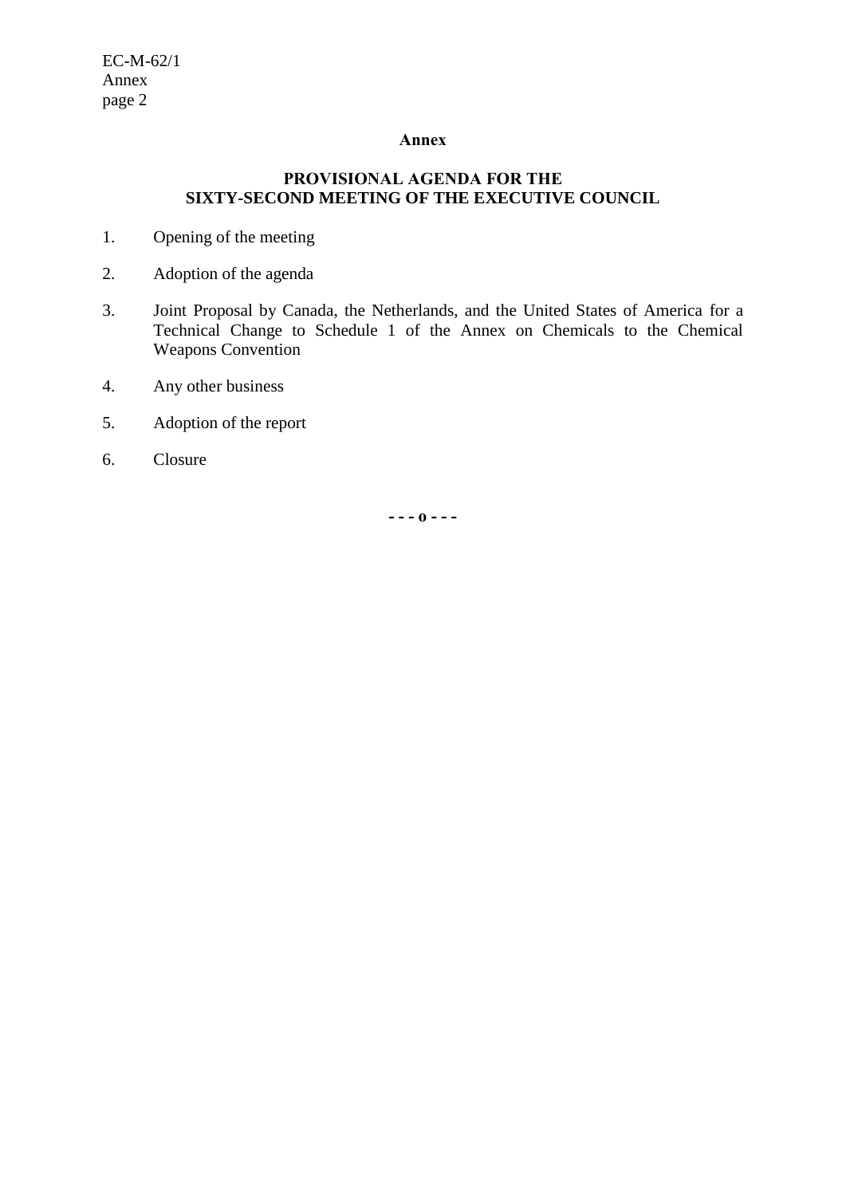## Annex

### PROVISIONAL AGENDA FOR THE SIXTY-SECOND MEETING OF THE EXECUTIVE COUNCIL

1. Opening of the meeting
2. Adoption of the agenda
3. Joint Proposal by Canada, the Netherlands, and the United States of America for a Technical Change to Schedule 1 of the Annex on Chemicals to the Chemical Weapons Convention
4. Any other business
5. Adoption of the report
6. Closure

**- - - o - - -**